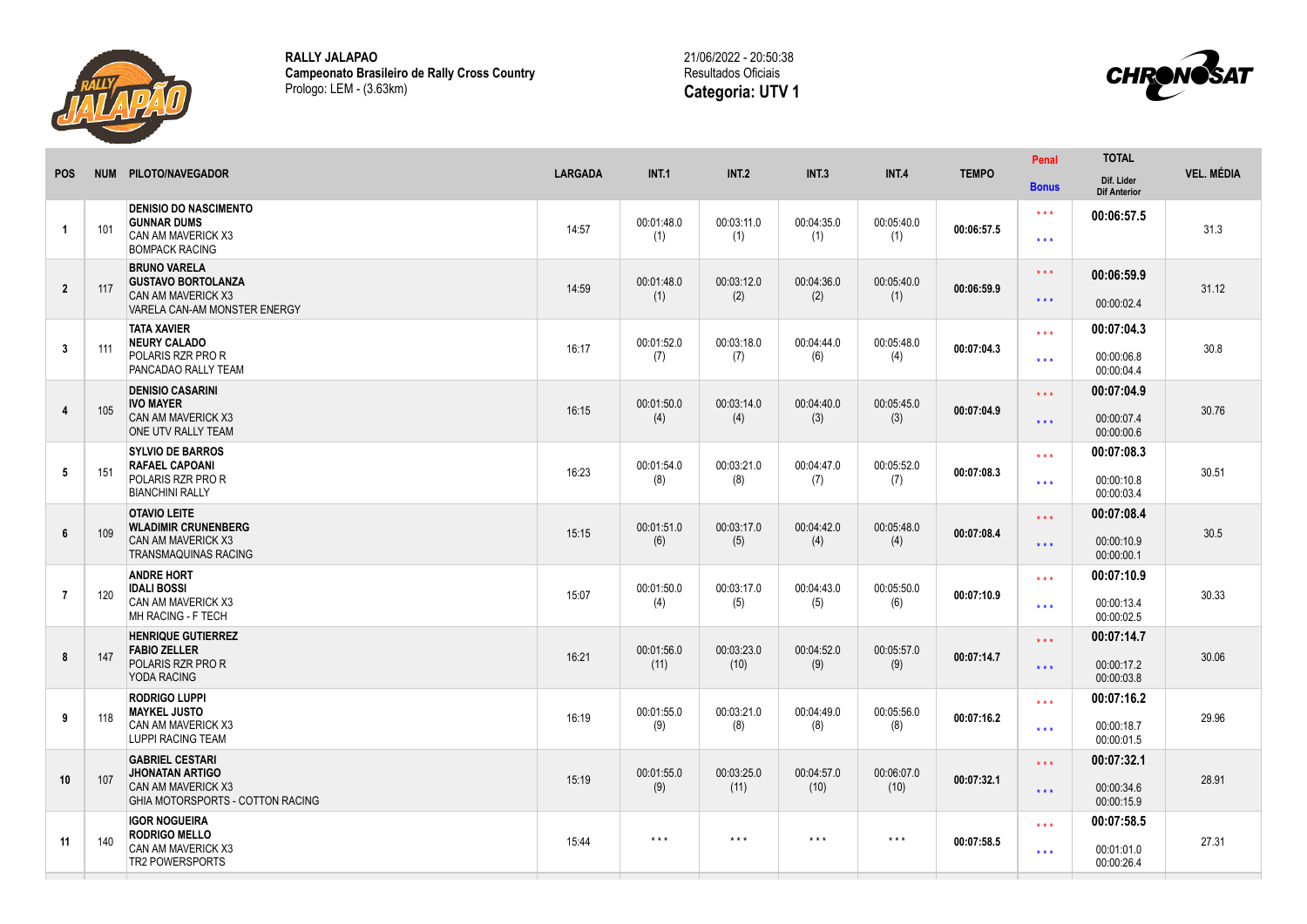**RALLY JALAPAO**
**Campeonato Brasileiro de Rally Cross Country**
Prologo: LEM - (3.63km)

21/06/2022 - 20:50:38
Resultados Oficiais
**Categoria: UTV 1**

| POS | NUM | PILOTO/NAVEGADOR | LARGADA | INT.1 | INT.2 | INT.3 | INT.4 | TEMPO | Penal / Bonus | TOTAL / Dif. Lider / Dif Anterior | VEL. MÉDIA |
|---|---|---|---|---|---|---|---|---|---|---|---|
| 1 | 101 | **DENISIO DO NASCIMENTO** **GUNNAR DUMS** CAN AM MAVERICK X3 BOMPACK RACING | 14:57 | 00:01:48.0 (1) | 00:03:11.0 (1) | 00:04:35.0 (1) | 00:05:40.0 (1) | **00:06:57.5** | \*\*\* \*\*\* | **00:06:57.5** | 31.3 |
| 2 | 117 | **BRUNO VARELA** **GUSTAVO BORTOLANZA** CAN AM MAVERICK X3 VARELA CAN-AM MONSTER ENERGY | 14:59 | 00:01:48.0 (1) | 00:03:12.0 (2) | 00:04:36.0 (2) | 00:05:40.0 (1) | **00:06:59.9** | \*\*\* \*\*\* | **00:06:59.9** 00:00:02.4 | 31.12 |
| 3 | 111 | **TATA XAVIER** **NEURY CALADO** POLARIS RZR PRO R PANCADAO RALLY TEAM | 16:17 | 00:01:52.0 (7) | 00:03:18.0 (7) | 00:04:44.0 (6) | 00:05:48.0 (4) | **00:07:04.3** | \*\*\* \*\*\* | **00:07:04.3** 00:00:06.8 00:00:04.4 | 30.8 |
| 4 | 105 | **DENISIO CASARINI** **IVO MAYER** CAN AM MAVERICK X3 ONE UTV RALLY TEAM | 16:15 | 00:01:50.0 (4) | 00:03:14.0 (4) | 00:04:40.0 (3) | 00:05:45.0 (3) | **00:07:04.9** | \*\*\* \*\*\* | **00:07:04.9** 00:00:07.4 00:00:00.6 | 30.76 |
| 5 | 151 | **SYLVIO DE BARROS** **RAFAEL CAPOANI** POLARIS RZR PRO R BIANCHINI RALLY | 16:23 | 00:01:54.0 (8) | 00:03:21.0 (8) | 00:04:47.0 (7) | 00:05:52.0 (7) | **00:07:08.3** | \*\*\* \*\*\* | **00:07:08.3** 00:00:10.8 00:00:03.4 | 30.51 |
| 6 | 109 | **OTAVIO LEITE** **WLADIMIR CRUNENBERG** CAN AM MAVERICK X3 TRANSMAQUINAS RACING | 15:15 | 00:01:51.0 (6) | 00:03:17.0 (5) | 00:04:42.0 (4) | 00:05:48.0 (4) | **00:07:08.4** | \*\*\* \*\*\* | **00:07:08.4** 00:00:10.9 00:00:00.1 | 30.5 |
| 7 | 120 | **ANDRE HORT** **IDALI BOSSI** CAN AM MAVERICK X3 MH RACING - F TECH | 15:07 | 00:01:50.0 (4) | 00:03:17.0 (5) | 00:04:43.0 (5) | 00:05:50.0 (6) | **00:07:10.9** | \*\*\* \*\*\* | **00:07:10.9** 00:00:13.4 00:00:02.5 | 30.33 |
| 8 | 147 | **HENRIQUE GUTIERREZ** **FABIO ZELLER** POLARIS RZR PRO R YODA RACING | 16:21 | 00:01:56.0 (11) | 00:03:23.0 (10) | 00:04:52.0 (9) | 00:05:57.0 (9) | **00:07:14.7** | \*\*\* \*\*\* | **00:07:14.7** 00:00:17.2 00:00:03.8 | 30.06 |
| 9 | 118 | **RODRIGO LUPPI** **MAYKEL JUSTO** CAN AM MAVERICK X3 LUPPI RACING TEAM | 16:19 | 00:01:55.0 (9) | 00:03:21.0 (8) | 00:04:49.0 (8) | 00:05:56.0 (8) | **00:07:16.2** | \*\*\* \*\*\* | **00:07:16.2** 00:00:18.7 00:00:01.5 | 29.96 |
| 10 | 107 | **GABRIEL CESTARI** **JHONATAN ARTIGO** CAN AM MAVERICK X3 GHIA MOTORSPORTS - COTTON RACING | 15:19 | 00:01:55.0 (9) | 00:03:25.0 (11) | 00:04:57.0 (10) | 00:06:07.0 (10) | **00:07:32.1** | \*\*\* \*\*\* | **00:07:32.1** 00:00:34.6 00:00:15.9 | 28.91 |
| 11 | 140 | **IGOR NOGUEIRA** **RODRIGO MELLO** CAN AM MAVERICK X3 TR2 POWERSPORTS | 15:44 | \*\*\* | \*\*\* | \*\*\* | \*\*\* | **00:07:58.5** | \*\*\* \*\*\* | **00:07:58.5** 00:01:01.0 00:00:26.4 | 27.31 |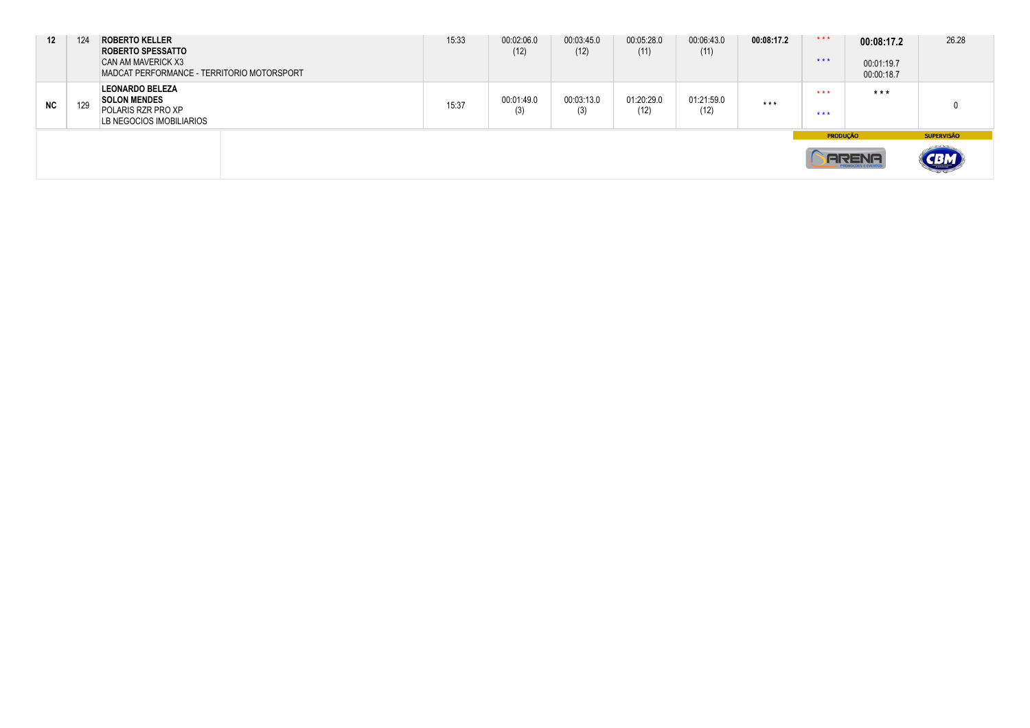| | | | | | | | | | | | |
|---|---|---|---|---|---|---|---|---|---|---|---|
| 12 | 124 | **ROBERTO KELLER**<br>**ROBERTO SPESSATTO**<br>CAN AM MAVERICK X3<br>MADCAT PERFORMANCE - TERRITORIO MOTORSPORT | 15:33 | 00:02:06.0<br>(12) | 00:03:45.0<br>(12) | 00:05:28.0<br>(11) | 00:06:43.0<br>(11) | **00:08:17.2** | * * *<br>* * * | **00:08:17.2**<br>00:01:19.7<br>00:00:18.7 | 26.28 |
| NC | 129 | **LEONARDO BELEZA**<br>**SOLON MENDES**<br>POLARIS RZR PRO XP<br>LB NEGOCIOS IMOBILIARIOS | 15:37 | 00:01:49.0<br>(3) | 00:03:13.0<br>(3) | 01:20:29.0<br>(12) | 01:21:59.0<br>(12) | * * * | * * *<br>* * * | * * * | 0 |

PRODUÇÃO

ARENA PROMOÇÕES E EVENTOS

SUPERVISÃO

CBM